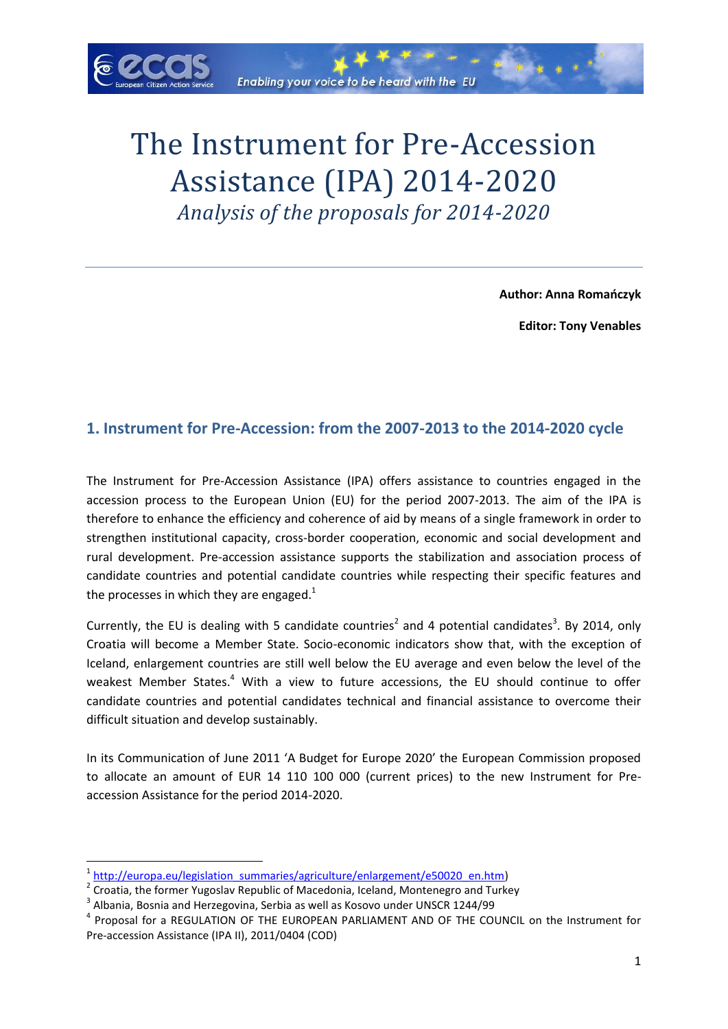# The Instrument for Pre-Accession Assistance (IPA) 2014-2020

*Analysis of the proposals for 2014-2020*

**Author: Anna Romańczyk**

**Editor: Tony Venables**

## 1. Instrument for Pre-Accession: from the 2007-2013 to the 2014-2020 cycle

The Instrument for Pre-Accession Assistance (IPA) offers assistance to countries engaged in the accession process to the European Union (EU) for the period 2007-2013. The aim of the IPA is therefore to enhance the efficiency and coherence of aid by means of a single framework in order to strengthen institutional capacity, cross-border cooperation, economic and social development and rural development. Pre-accession assistance supports the stabilization and association process of candidate countries and potential candidate countries while respecting their specific features and the processes in which they are engaged.[1]

Currently, the EU is dealing with 5 candidate countries[2] and 4 potential candidates[3]. By 2014, only Croatia will become a Member State. Socio-economic indicators show that, with the exception of Iceland, enlargement countries are still well below the EU average and even below the level of the weakest Member States.[4] With a view to future accessions, the EU should continue to offer candidate countries and potential candidates technical and financial assistance to overcome their difficult situation and develop sustainably.

In its Communication of June 2011 'A Budget for Europe 2020' the European Commission proposed to allocate an amount of EUR 14 110 100 000 (current prices) to the new Instrument for Pre-accession Assistance for the period 2014-2020.

---

[1] http://europa.eu/legislation_summaries/agriculture/enlargement/e50020_en.htm)

[2] Croatia, the former Yugoslav Republic of Macedonia, Iceland, Montenegro and Turkey

[3] Albania, Bosnia and Herzegovina, Serbia as well as Kosovo under UNSCR 1244/99

[4] Proposal for a REGULATION OF THE EUROPEAN PARLIAMENT AND OF THE COUNCIL on the Instrument for Pre-accession Assistance (IPA II), 2011/0404 (COD)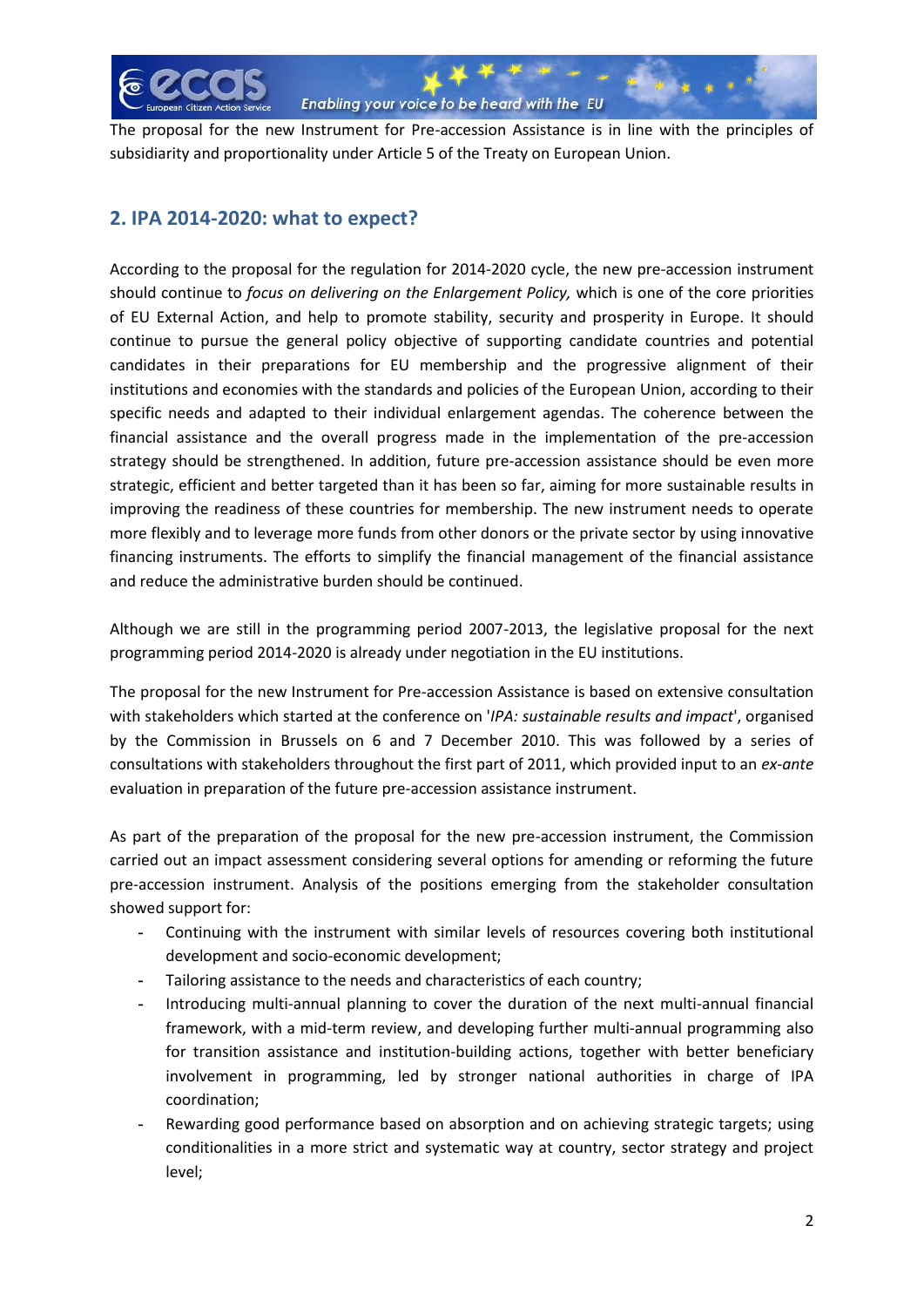The proposal for the new Instrument for Pre-accession Assistance is in line with the principles of subsidiarity and proportionality under Article 5 of the Treaty on European Union.

## 2. IPA 2014-2020: what to expect?

According to the proposal for the regulation for 2014-2020 cycle, the new pre-accession instrument should continue to *focus on delivering on the Enlargement Policy,* which is one of the core priorities of EU External Action, and help to promote stability, security and prosperity in Europe. It should continue to pursue the general policy objective of supporting candidate countries and potential candidates in their preparations for EU membership and the progressive alignment of their institutions and economies with the standards and policies of the European Union, according to their specific needs and adapted to their individual enlargement agendas. The coherence between the financial assistance and the overall progress made in the implementation of the pre-accession strategy should be strengthened. In addition, future pre-accession assistance should be even more strategic, efficient and better targeted than it has been so far, aiming for more sustainable results in improving the readiness of these countries for membership. The new instrument needs to operate more flexibly and to leverage more funds from other donors or the private sector by using innovative financing instruments. The efforts to simplify the financial management of the financial assistance and reduce the administrative burden should be continued.

Although we are still in the programming period 2007-2013, the legislative proposal for the next programming period 2014-2020 is already under negotiation in the EU institutions.

The proposal for the new Instrument for Pre-accession Assistance is based on extensive consultation with stakeholders which started at the conference on '*IPA: sustainable results and impact*', organised by the Commission in Brussels on 6 and 7 December 2010. This was followed by a series of consultations with stakeholders throughout the first part of 2011, which provided input to an *ex-ante* evaluation in preparation of the future pre-accession assistance instrument.

As part of the preparation of the proposal for the new pre-accession instrument, the Commission carried out an impact assessment considering several options for amending or reforming the future pre-accession instrument. Analysis of the positions emerging from the stakeholder consultation showed support for:

- Continuing with the instrument with similar levels of resources covering both institutional development and socio-economic development;
- Tailoring assistance to the needs and characteristics of each country;
- Introducing multi-annual planning to cover the duration of the next multi-annual financial framework, with a mid-term review, and developing further multi-annual programming also for transition assistance and institution-building actions, together with better beneficiary involvement in programming, led by stronger national authorities in charge of IPA coordination;
- Rewarding good performance based on absorption and on achieving strategic targets; using conditionalities in a more strict and systematic way at country, sector strategy and project level;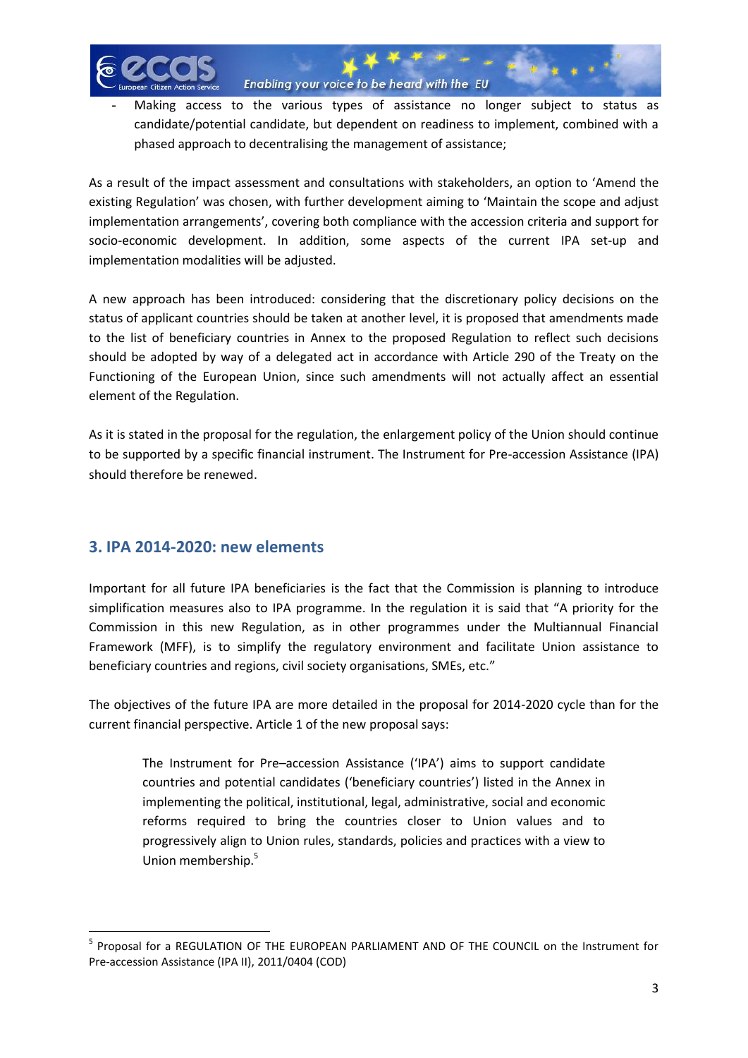- Making access to the various types of assistance no longer subject to status as candidate/potential candidate, but dependent on readiness to implement, combined with a phased approach to decentralising the management of assistance;

As a result of the impact assessment and consultations with stakeholders, an option to 'Amend the existing Regulation' was chosen, with further development aiming to 'Maintain the scope and adjust implementation arrangements', covering both compliance with the accession criteria and support for socio-economic development. In addition, some aspects of the current IPA set-up and implementation modalities will be adjusted.

A new approach has been introduced: considering that the discretionary policy decisions on the status of applicant countries should be taken at another level, it is proposed that amendments made to the list of beneficiary countries in Annex to the proposed Regulation to reflect such decisions should be adopted by way of a delegated act in accordance with Article 290 of the Treaty on the Functioning of the European Union, since such amendments will not actually affect an essential element of the Regulation.

As it is stated in the proposal for the regulation, the enlargement policy of the Union should continue to be supported by a specific financial instrument. The Instrument for Pre-accession Assistance (IPA) should therefore be renewed.

## 3. IPA 2014-2020: new elements

Important for all future IPA beneficiaries is the fact that the Commission is planning to introduce simplification measures also to IPA programme. In the regulation it is said that "A priority for the Commission in this new Regulation, as in other programmes under the Multiannual Financial Framework (MFF), is to simplify the regulatory environment and facilitate Union assistance to beneficiary countries and regions, civil society organisations, SMEs, etc."

The objectives of the future IPA are more detailed in the proposal for 2014-2020 cycle than for the current financial perspective. Article 1 of the new proposal says:

> The Instrument for Pre–accession Assistance ('IPA') aims to support candidate countries and potential candidates ('beneficiary countries') listed in the Annex in implementing the political, institutional, legal, administrative, social and economic reforms required to bring the countries closer to Union values and to progressively align to Union rules, standards, policies and practices with a view to Union membership.[5]

[5] Proposal for a REGULATION OF THE EUROPEAN PARLIAMENT AND OF THE COUNCIL on the Instrument for Pre-accession Assistance (IPA II), 2011/0404 (COD)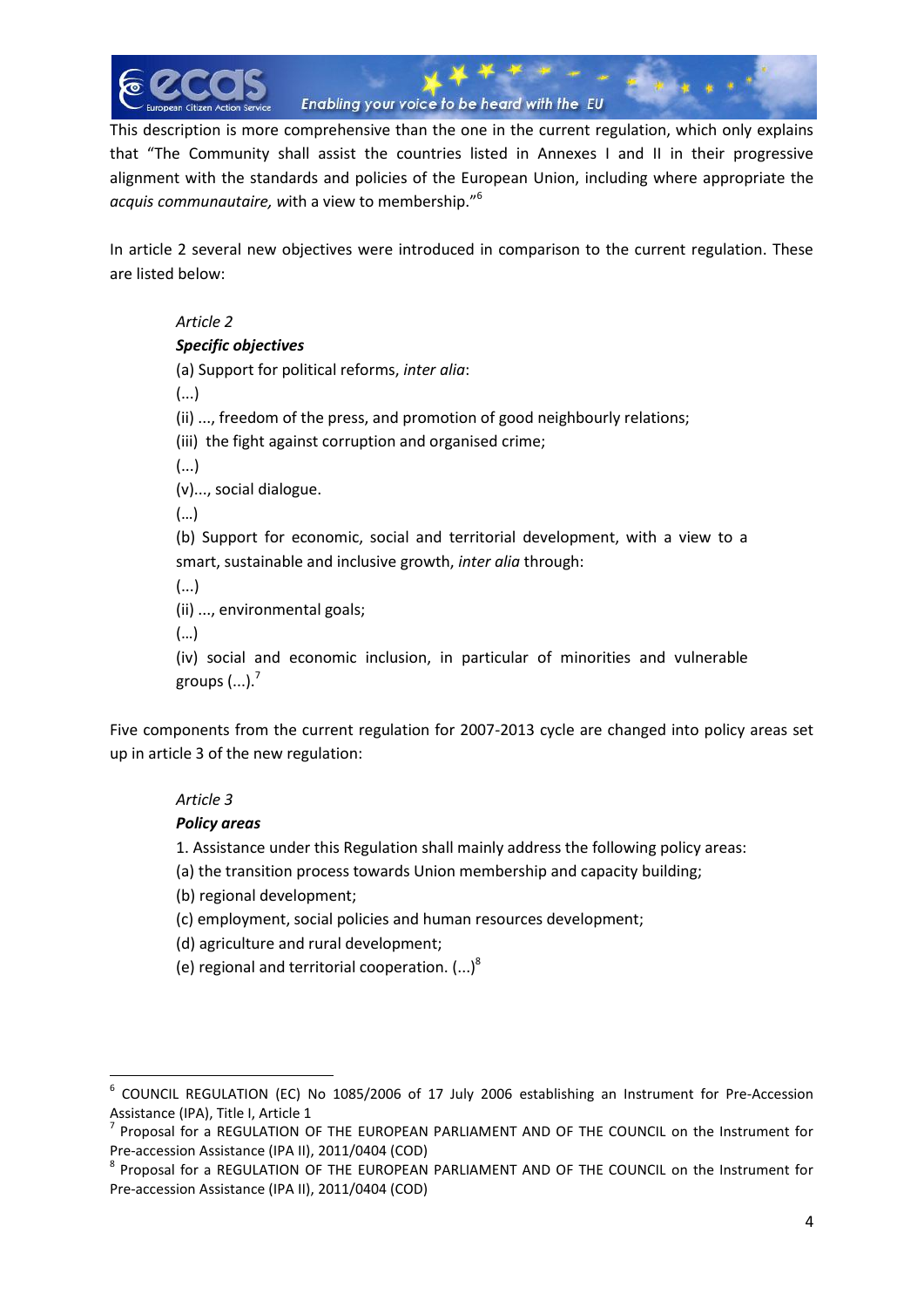This description is more comprehensive than the one in the current regulation, which only explains that "The Community shall assist the countries listed in Annexes I and II in their progressive alignment with the standards and policies of the European Union, including where appropriate the *acquis communautaire,* with a view to membership."[6]

In article 2 several new objectives were introduced in comparison to the current regulation. These are listed below:

> *Article 2*
>
> ***Specific objectives***
>
> (a) Support for political reforms, *inter alia*:
>
> (...)
>
> (ii) ..., freedom of the press, and promotion of good neighbourly relations;
>
> (iii) the fight against corruption and organised crime;
>
> (...)
>
> (v)..., social dialogue.
>
> (…)
>
> (b) Support for economic, social and territorial development, with a view to a smart, sustainable and inclusive growth, *inter alia* through:
>
> (...)
>
> (ii) ..., environmental goals;
>
> (…)
>
> (iv) social and economic inclusion, in particular of minorities and vulnerable groups (...).[7]

Five components from the current regulation for 2007-2013 cycle are changed into policy areas set up in article 3 of the new regulation:

> *Article 3*
>
> ***Policy areas***
>
> 1. Assistance under this Regulation shall mainly address the following policy areas:
>
> (a) the transition process towards Union membership and capacity building;
>
> (b) regional development;
>
> (c) employment, social policies and human resources development;
>
> (d) agriculture and rural development;
>
> (e) regional and territorial cooperation. (...)[8]

---

[6] COUNCIL REGULATION (EC) No 1085/2006 of 17 July 2006 establishing an Instrument for Pre-Accession Assistance (IPA), Title I, Article 1

[7] Proposal for a REGULATION OF THE EUROPEAN PARLIAMENT AND OF THE COUNCIL on the Instrument for Pre-accession Assistance (IPA II), 2011/0404 (COD)

[8] Proposal for a REGULATION OF THE EUROPEAN PARLIAMENT AND OF THE COUNCIL on the Instrument for Pre-accession Assistance (IPA II), 2011/0404 (COD)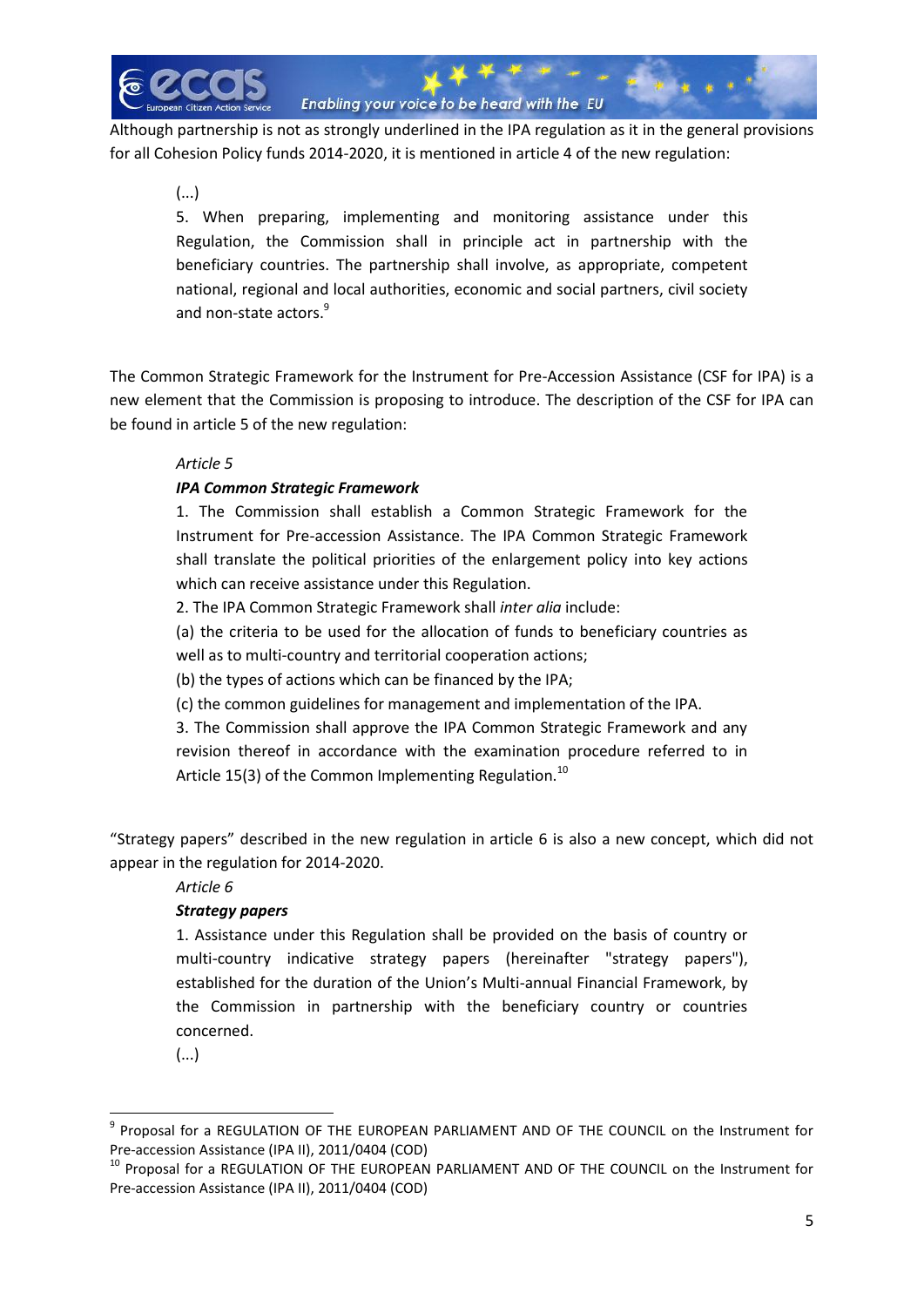Although partnership is not as strongly underlined in the IPA regulation as it in the general provisions for all Cohesion Policy funds 2014-2020, it is mentioned in article 4 of the new regulation:

> (...)
>
> 5. When preparing, implementing and monitoring assistance under this Regulation, the Commission shall in principle act in partnership with the beneficiary countries. The partnership shall involve, as appropriate, competent national, regional and local authorities, economic and social partners, civil society and non-state actors.[9]

The Common Strategic Framework for the Instrument for Pre-Accession Assistance (CSF for IPA) is a new element that the Commission is proposing to introduce. The description of the CSF for IPA can be found in article 5 of the new regulation:

> *Article 5*
>
> ***IPA Common Strategic Framework***
>
> 1. The Commission shall establish a Common Strategic Framework for the Instrument for Pre-accession Assistance. The IPA Common Strategic Framework shall translate the political priorities of the enlargement policy into key actions which can receive assistance under this Regulation.
>
> 2. The IPA Common Strategic Framework shall *inter alia* include:
>
> (a) the criteria to be used for the allocation of funds to beneficiary countries as well as to multi-country and territorial cooperation actions;
>
> (b) the types of actions which can be financed by the IPA;
>
> (c) the common guidelines for management and implementation of the IPA.
>
> 3. The Commission shall approve the IPA Common Strategic Framework and any revision thereof in accordance with the examination procedure referred to in Article 15(3) of the Common Implementing Regulation.[10]

"Strategy papers" described in the new regulation in article 6 is also a new concept, which did not appear in the regulation for 2014-2020.

> *Article 6*
>
> ***Strategy papers***
>
> 1. Assistance under this Regulation shall be provided on the basis of country or multi-country indicative strategy papers (hereinafter "strategy papers"), established for the duration of the Union's Multi-annual Financial Framework, by the Commission in partnership with the beneficiary country or countries concerned.
>
> (...)

---

[9] Proposal for a REGULATION OF THE EUROPEAN PARLIAMENT AND OF THE COUNCIL on the Instrument for Pre-accession Assistance (IPA II), 2011/0404 (COD)

[10] Proposal for a REGULATION OF THE EUROPEAN PARLIAMENT AND OF THE COUNCIL on the Instrument for Pre-accession Assistance (IPA II), 2011/0404 (COD)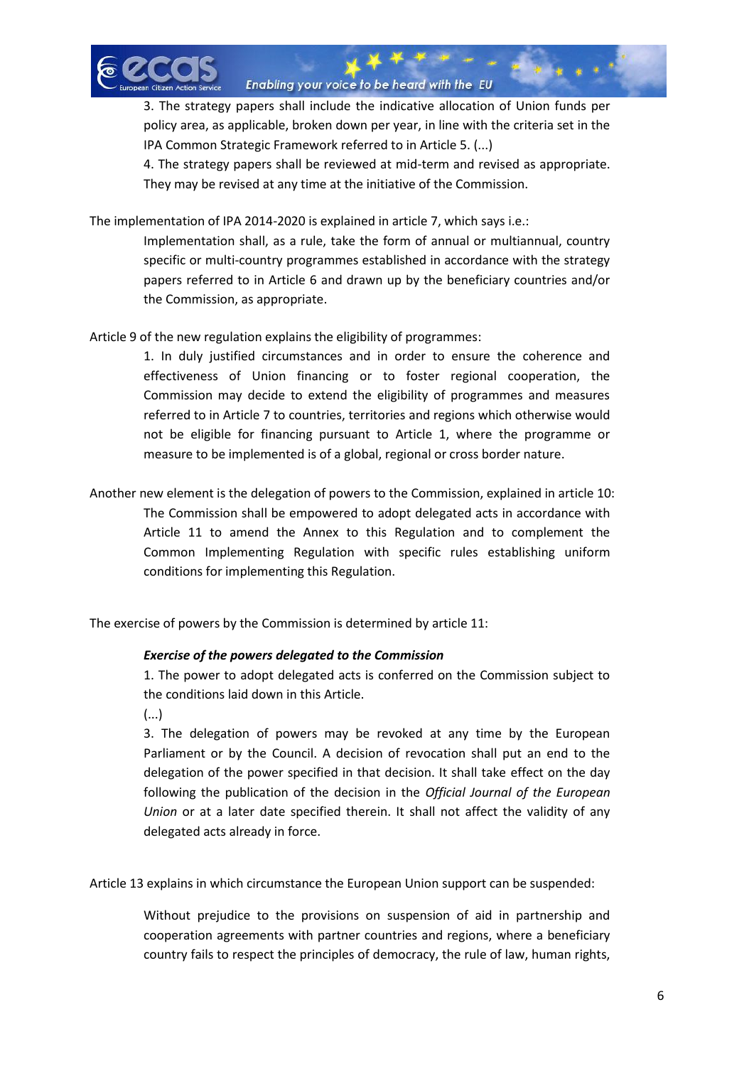> 3. The strategy papers shall include the indicative allocation of Union funds per policy area, as applicable, broken down per year, in line with the criteria set in the IPA Common Strategic Framework referred to in Article 5. (...)
>
> 4. The strategy papers shall be reviewed at mid-term and revised as appropriate. They may be revised at any time at the initiative of the Commission.

The implementation of IPA 2014-2020 is explained in article 7, which says i.e.:

> Implementation shall, as a rule, take the form of annual or multiannual, country specific or multi-country programmes established in accordance with the strategy papers referred to in Article 6 and drawn up by the beneficiary countries and/or the Commission, as appropriate.

Article 9 of the new regulation explains the eligibility of programmes:

> 1. In duly justified circumstances and in order to ensure the coherence and effectiveness of Union financing or to foster regional cooperation, the Commission may decide to extend the eligibility of programmes and measures referred to in Article 7 to countries, territories and regions which otherwise would not be eligible for financing pursuant to Article 1, where the programme or measure to be implemented is of a global, regional or cross border nature.

Another new element is the delegation of powers to the Commission, explained in article 10:

> The Commission shall be empowered to adopt delegated acts in accordance with Article 11 to amend the Annex to this Regulation and to complement the Common Implementing Regulation with specific rules establishing uniform conditions for implementing this Regulation.

The exercise of powers by the Commission is determined by article 11:

> ***Exercise of the powers delegated to the Commission***
>
> 1. The power to adopt delegated acts is conferred on the Commission subject to the conditions laid down in this Article.
>
> (...)
>
> 3. The delegation of powers may be revoked at any time by the European Parliament or by the Council. A decision of revocation shall put an end to the delegation of the power specified in that decision. It shall take effect on the day following the publication of the decision in the *Official Journal of the European Union* or at a later date specified therein. It shall not affect the validity of any delegated acts already in force.

Article 13 explains in which circumstance the European Union support can be suspended:

> Without prejudice to the provisions on suspension of aid in partnership and cooperation agreements with partner countries and regions, where a beneficiary country fails to respect the principles of democracy, the rule of law, human rights,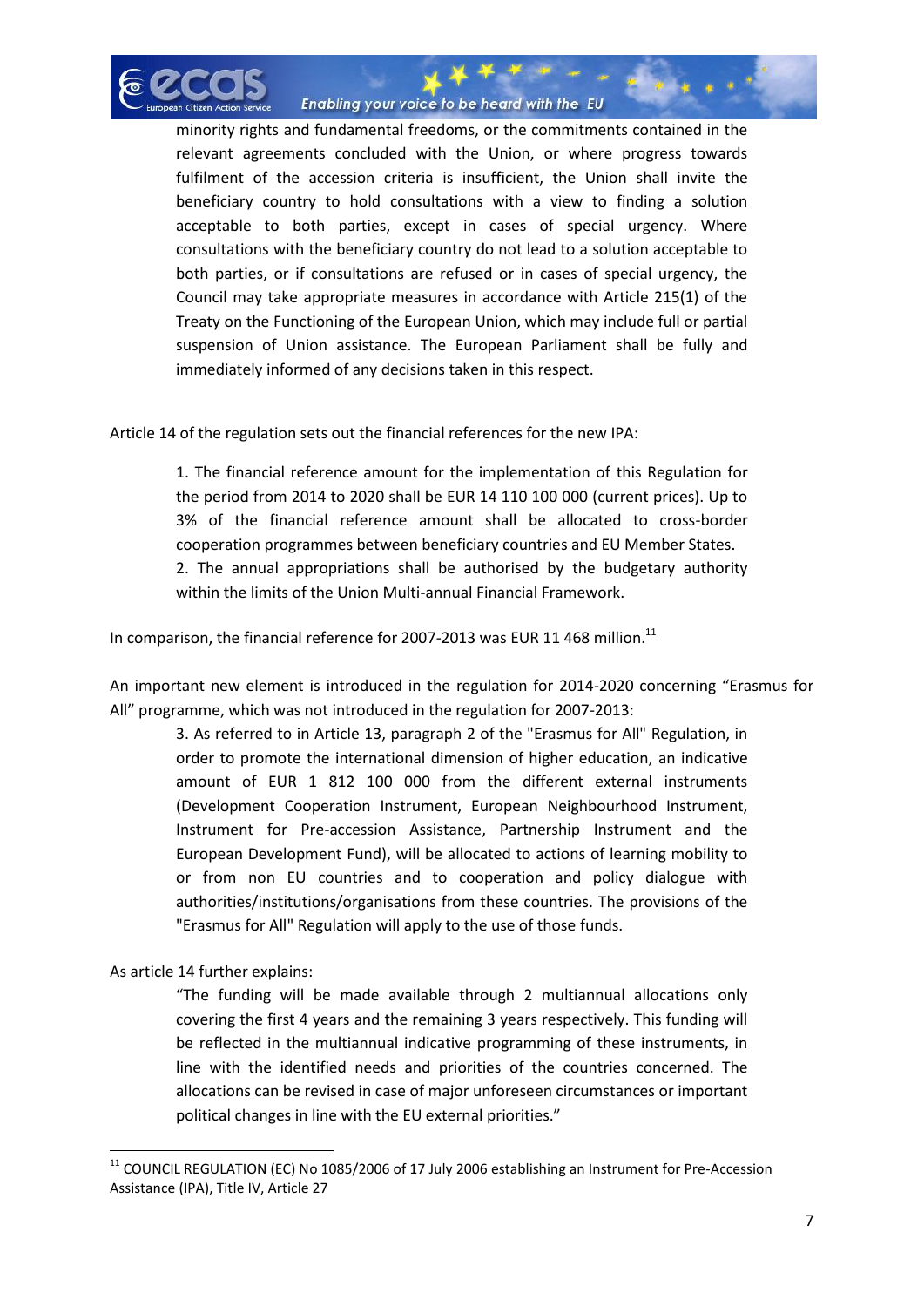> minority rights and fundamental freedoms, or the commitments contained in the relevant agreements concluded with the Union, or where progress towards fulfilment of the accession criteria is insufficient, the Union shall invite the beneficiary country to hold consultations with a view to finding a solution acceptable to both parties, except in cases of special urgency. Where consultations with the beneficiary country do not lead to a solution acceptable to both parties, or if consultations are refused or in cases of special urgency, the Council may take appropriate measures in accordance with Article 215(1) of the Treaty on the Functioning of the European Union, which may include full or partial suspension of Union assistance. The European Parliament shall be fully and immediately informed of any decisions taken in this respect.

Article 14 of the regulation sets out the financial references for the new IPA:

> 1. The financial reference amount for the implementation of this Regulation for the period from 2014 to 2020 shall be EUR 14 110 100 000 (current prices). Up to 3% of the financial reference amount shall be allocated to cross-border cooperation programmes between beneficiary countries and EU Member States.
> 2. The annual appropriations shall be authorised by the budgetary authority within the limits of the Union Multi-annual Financial Framework.

In comparison, the financial reference for 2007-2013 was EUR 11 468 million.[11]

An important new element is introduced in the regulation for 2014-2020 concerning "Erasmus for All" programme, which was not introduced in the regulation for 2007-2013:

> 3. As referred to in Article 13, paragraph 2 of the "Erasmus for All" Regulation, in order to promote the international dimension of higher education, an indicative amount of EUR 1 812 100 000 from the different external instruments (Development Cooperation Instrument, European Neighbourhood Instrument, Instrument for Pre-accession Assistance, Partnership Instrument and the European Development Fund), will be allocated to actions of learning mobility to or from non EU countries and to cooperation and policy dialogue with authorities/institutions/organisations from these countries. The provisions of the "Erasmus for All" Regulation will apply to the use of those funds.

As article 14 further explains:

> "The funding will be made available through 2 multiannual allocations only covering the first 4 years and the remaining 3 years respectively. This funding will be reflected in the multiannual indicative programming of these instruments, in line with the identified needs and priorities of the countries concerned. The allocations can be revised in case of major unforeseen circumstances or important political changes in line with the EU external priorities."

[11] COUNCIL REGULATION (EC) No 1085/2006 of 17 July 2006 establishing an Instrument for Pre-Accession Assistance (IPA), Title IV, Article 27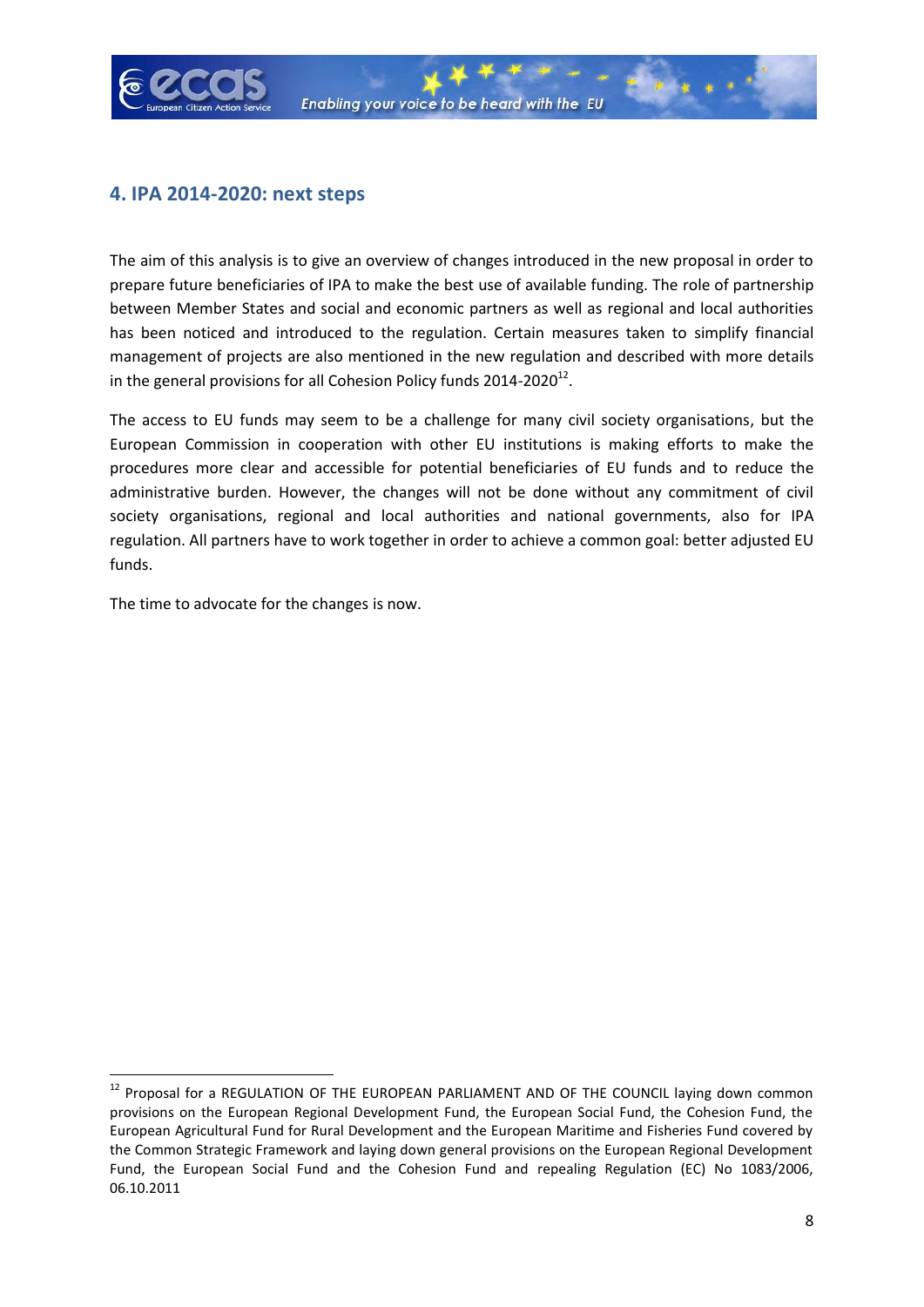## 4. IPA 2014-2020: next steps

The aim of this analysis is to give an overview of changes introduced in the new proposal in order to prepare future beneficiaries of IPA to make the best use of available funding. The role of partnership between Member States and social and economic partners as well as regional and local authorities has been noticed and introduced to the regulation. Certain measures taken to simplify financial management of projects are also mentioned in the new regulation and described with more details in the general provisions for all Cohesion Policy funds 2014-2020[12].

The access to EU funds may seem to be a challenge for many civil society organisations, but the European Commission in cooperation with other EU institutions is making efforts to make the procedures more clear and accessible for potential beneficiaries of EU funds and to reduce the administrative burden. However, the changes will not be done without any commitment of civil society organisations, regional and local authorities and national governments, also for IPA regulation. All partners have to work together in order to achieve a common goal: better adjusted EU funds.

The time to advocate for the changes is now.

---

[12] Proposal for a REGULATION OF THE EUROPEAN PARLIAMENT AND OF THE COUNCIL laying down common provisions on the European Regional Development Fund, the European Social Fund, the Cohesion Fund, the European Agricultural Fund for Rural Development and the European Maritime and Fisheries Fund covered by the Common Strategic Framework and laying down general provisions on the European Regional Development Fund, the European Social Fund and the Cohesion Fund and repealing Regulation (EC) No 1083/2006, 06.10.2011